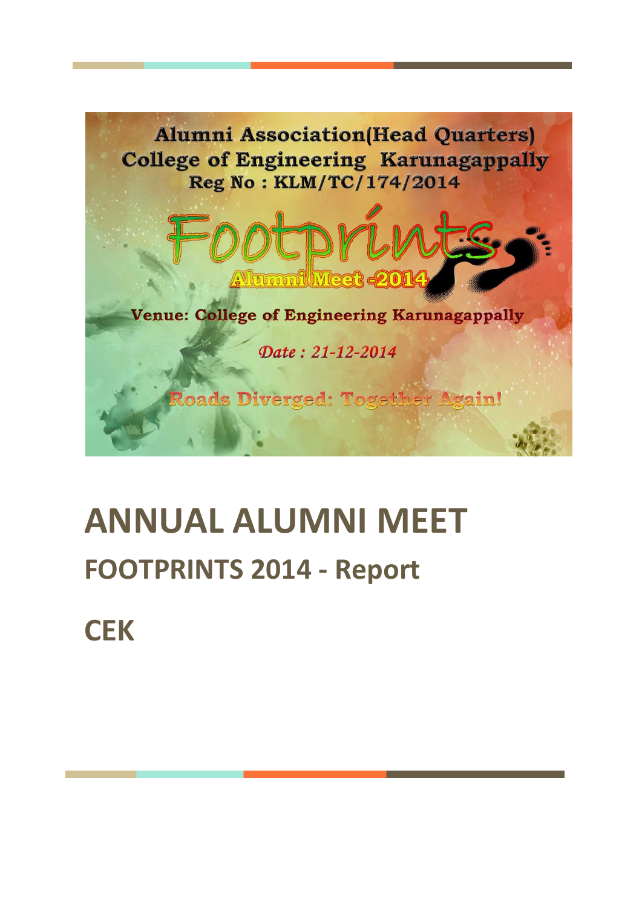Alumni Association(Head Quarters)
College of Engineering Karunagappally
Reg No : KLM/TC/174/2014

Footprints

Alumni Meet -2014

Venue: College of Engineering Karunagappally

*Date : 21-12-2014*

Roads Diverged: Together Again!

# ANNUAL ALUMNI MEET

## FOOTPRINTS 2014 - Report

## CEK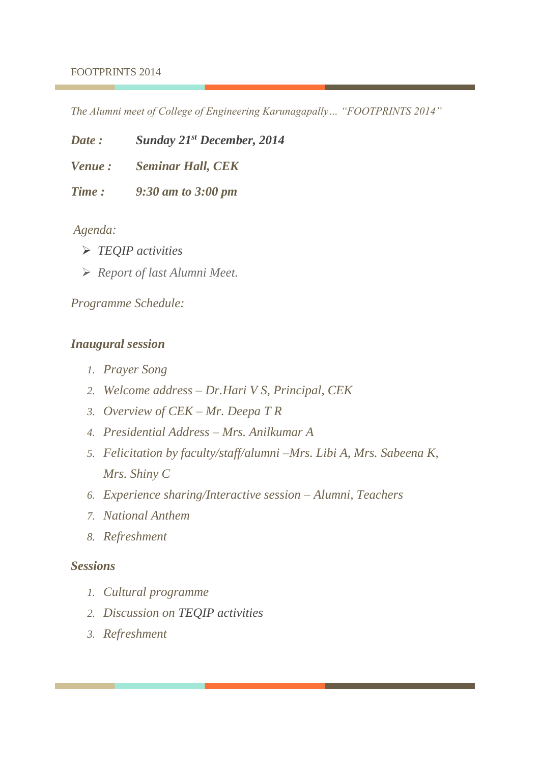*The Alumni meet of College of Engineering Karunagapally… "FOOTPRINTS 2014"*

***Date :*** ***Sunday 21st December, 2014***

***Venue :*** ***Seminar Hall, CEK***

***Time :*** ***9:30 am to 3:00 pm***

*Agenda:*

- *TEQIP activities*
- *Report of last Alumni Meet.*

*Programme Schedule:*

***Inaugural session***

1. *Prayer Song*
2. *Welcome address – Dr.Hari V S, Principal, CEK*
3. *Overview of CEK – Mr. Deepa T R*
4. *Presidential Address – Mrs. Anilkumar A*
5. *Felicitation by faculty/staff/alumni –Mrs. Libi A, Mrs. Sabeena K, Mrs. Shiny C*
6. *Experience sharing/Interactive session – Alumni, Teachers*
7. *National Anthem*
8. *Refreshment*

***Sessions***

1. *Cultural programme*
2. *Discussion on TEQIP activities*
3. *Refreshment*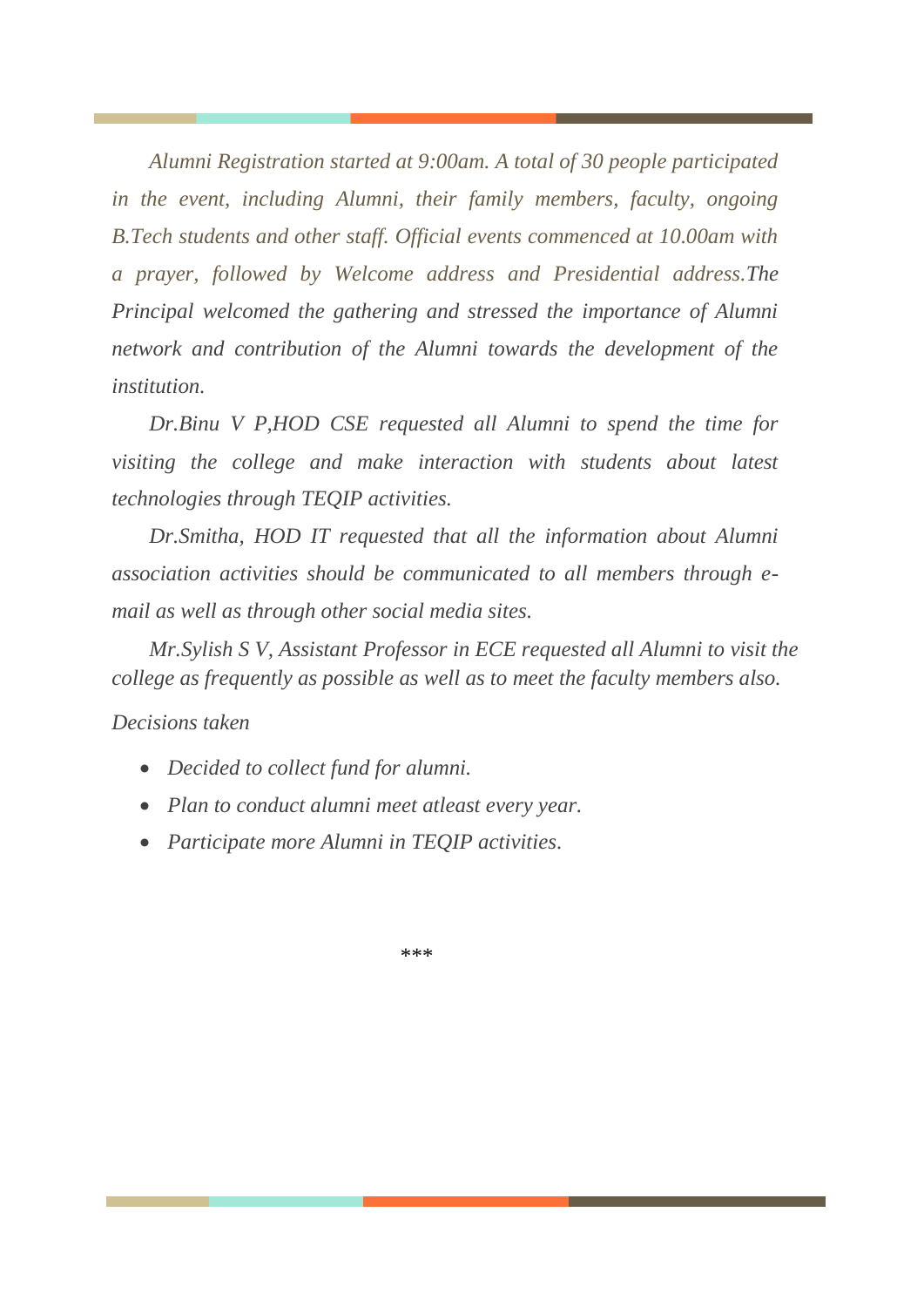*Alumni Registration started at 9:00am. A total of 30 people participated in the event, including Alumni, their family members, faculty, ongoing B.Tech students and other staff. Official events commenced at 10.00am with a prayer, followed by Welcome address and Presidential address.The Principal welcomed the gathering and stressed the importance of Alumni network and contribution of the Alumni towards the development of the institution.*

*Dr.Binu V P,HOD CSE requested all Alumni to spend the time for visiting the college and make interaction with students about latest technologies through TEQIP activities.*

*Dr.Smitha, HOD IT requested that all the information about Alumni association activities should be communicated to all members through e-mail as well as through other social media sites.*

*Mr.Sylish S V, Assistant Professor in ECE requested all Alumni to visit the college as frequently as possible as well as to meet the faculty members also.*

*Decisions taken*

- *Decided to collect fund for alumni.*
- *Plan to conduct alumni meet atleast every year.*
- *Participate more Alumni in TEQIP activities.*

***